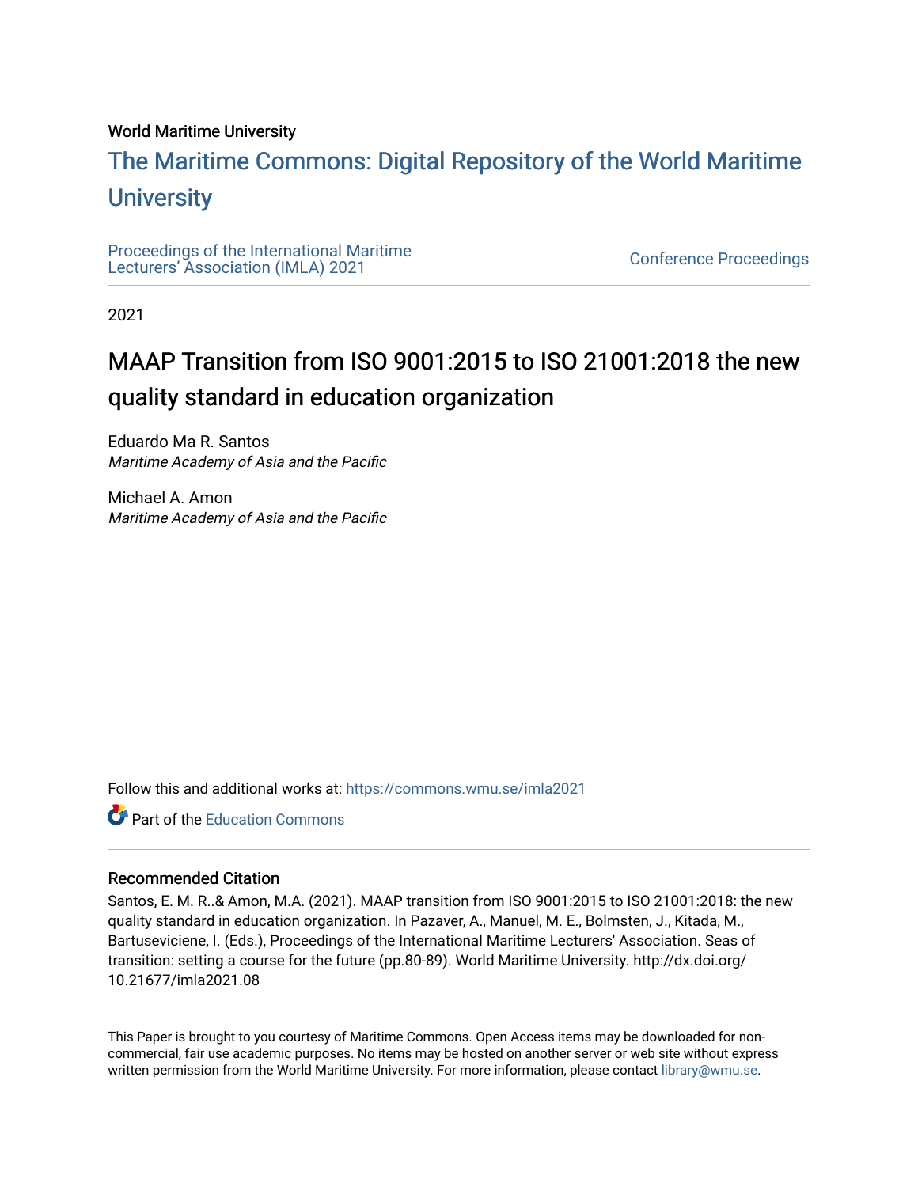World Maritime University

# The Maritime Commons: Digital Repository of the World Maritime University

Proceedings of the International Maritime Lecturers' Association (IMLA) 2021

Conference Proceedings

2021

# MAAP Transition from ISO 9001:2015 to ISO 21001:2018 the new quality standard in education organization

Eduardo Ma R. Santos
*Maritime Academy of Asia and the Pacific*

Michael A. Amon
*Maritime Academy of Asia and the Pacific*

Follow this and additional works at: https://commons.wmu.se/imla2021

Part of the Education Commons

## Recommended Citation

Santos, E. M. R..& Amon, M.A. (2021). MAAP transition from ISO 9001:2015 to ISO 21001:2018: the new quality standard in education organization. In Pazaver, A., Manuel, M. E., Bolmsten, J., Kitada, M., Bartuseviciene, I. (Eds.), Proceedings of the International Maritime Lecturers' Association. Seas of transition: setting a course for the future (pp.80-89). World Maritime University. http://dx.doi.org/10.21677/imla2021.08

This Paper is brought to you courtesy of Maritime Commons. Open Access items may be downloaded for non-commercial, fair use academic purposes. No items may be hosted on another server or web site without express written permission from the World Maritime University. For more information, please contact library@wmu.se.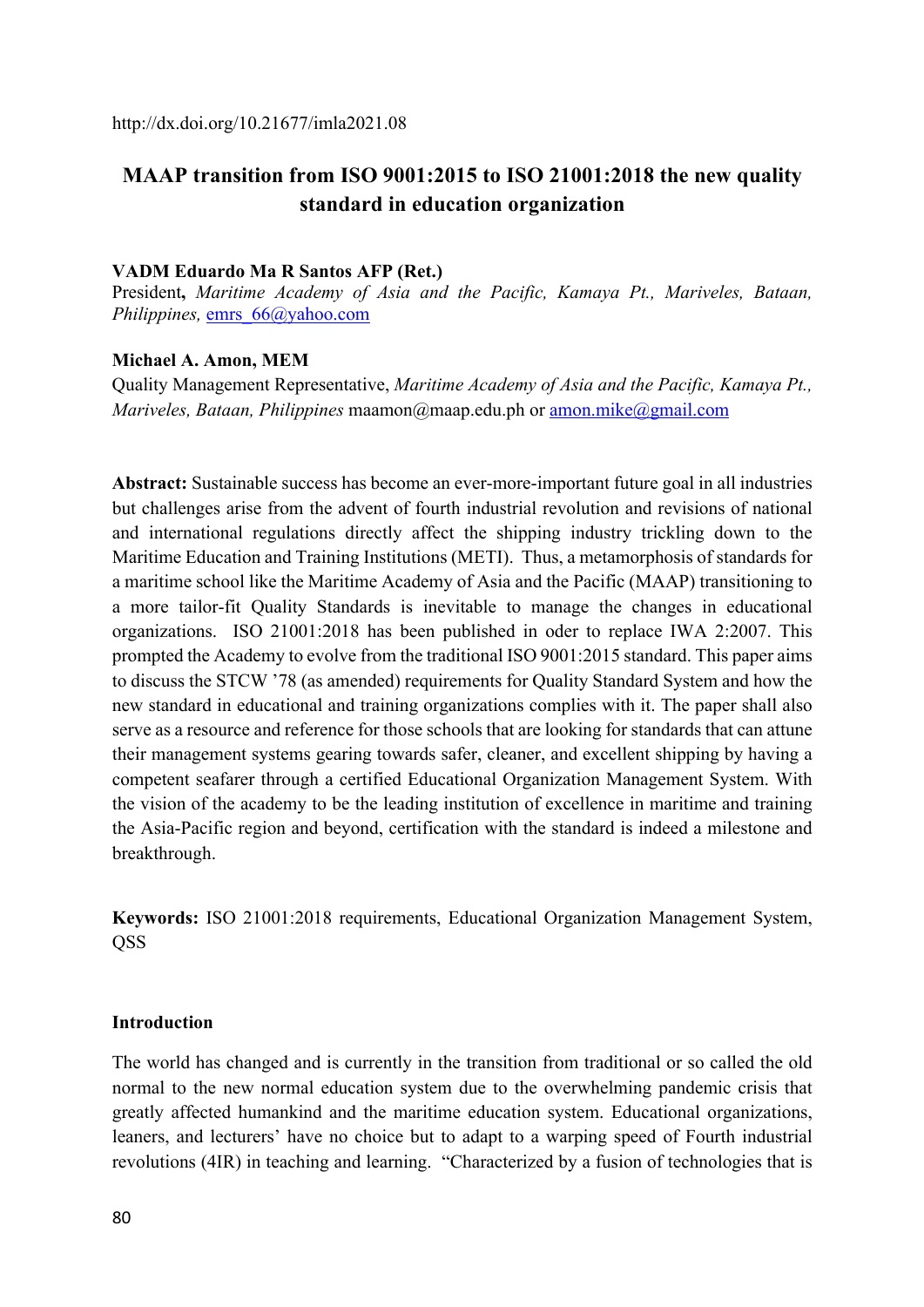http://dx.doi.org/10.21677/imla2021.08

# MAAP transition from ISO 9001:2015 to ISO 21001:2018 the new quality standard in education organization

**VADM Eduardo Ma R Santos AFP (Ret.)**
President, *Maritime Academy of Asia and the Pacific, Kamaya Pt., Mariveles, Bataan, Philippines,* emrs_66@yahoo.com

**Michael A. Amon, MEM**
Quality Management Representative, *Maritime Academy of Asia and the Pacific, Kamaya Pt., Mariveles, Bataan, Philippines* maamon@maap.edu.ph or amon.mike@gmail.com

**Abstract:** Sustainable success has become an ever-more-important future goal in all industries but challenges arise from the advent of fourth industrial revolution and revisions of national and international regulations directly affect the shipping industry trickling down to the Maritime Education and Training Institutions (METI). Thus, a metamorphosis of standards for a maritime school like the Maritime Academy of Asia and the Pacific (MAAP) transitioning to a more tailor-fit Quality Standards is inevitable to manage the changes in educational organizations. ISO 21001:2018 has been published in oder to replace IWA 2:2007. This prompted the Academy to evolve from the traditional ISO 9001:2015 standard. This paper aims to discuss the STCW '78 (as amended) requirements for Quality Standard System and how the new standard in educational and training organizations complies with it. The paper shall also serve as a resource and reference for those schools that are looking for standards that can attune their management systems gearing towards safer, cleaner, and excellent shipping by having a competent seafarer through a certified Educational Organization Management System. With the vision of the academy to be the leading institution of excellence in maritime and training the Asia-Pacific region and beyond, certification with the standard is indeed a milestone and breakthrough.

**Keywords:** ISO 21001:2018 requirements, Educational Organization Management System, QSS

## Introduction

The world has changed and is currently in the transition from traditional or so called the old normal to the new normal education system due to the overwhelming pandemic crisis that greatly affected humankind and the maritime education system. Educational organizations, leaners, and lecturers' have no choice but to adapt to a warping speed of Fourth industrial revolutions (4IR) in teaching and learning. "Characterized by a fusion of technologies that is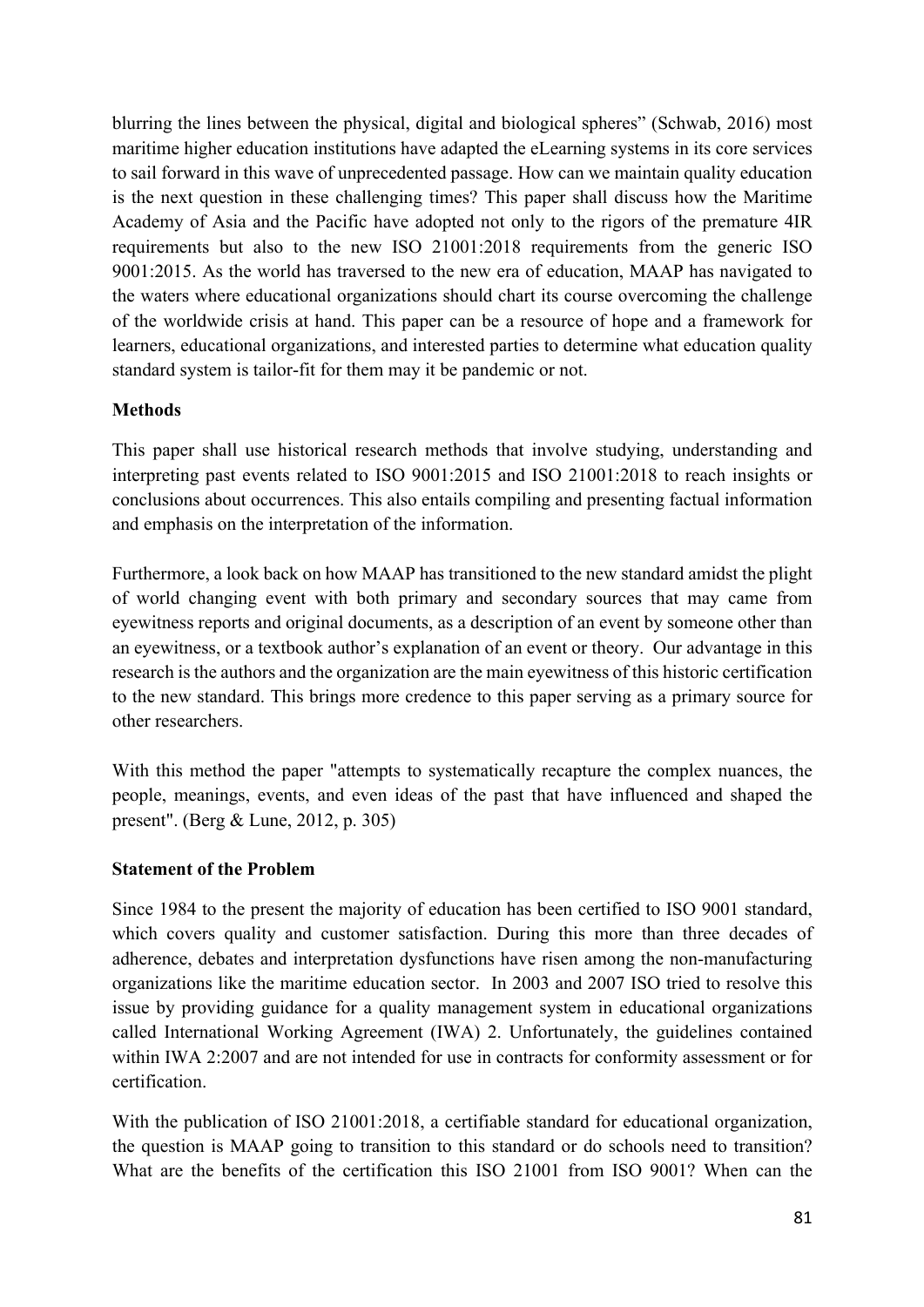blurring the lines between the physical, digital and biological spheres" (Schwab, 2016) most maritime higher education institutions have adapted the eLearning systems in its core services to sail forward in this wave of unprecedented passage. How can we maintain quality education is the next question in these challenging times? This paper shall discuss how the Maritime Academy of Asia and the Pacific have adopted not only to the rigors of the premature 4IR requirements but also to the new ISO 21001:2018 requirements from the generic ISO 9001:2015. As the world has traversed to the new era of education, MAAP has navigated to the waters where educational organizations should chart its course overcoming the challenge of the worldwide crisis at hand. This paper can be a resource of hope and a framework for learners, educational organizations, and interested parties to determine what education quality standard system is tailor-fit for them may it be pandemic or not.

**Methods**

This paper shall use historical research methods that involve studying, understanding and interpreting past events related to ISO 9001:2015 and ISO 21001:2018 to reach insights or conclusions about occurrences. This also entails compiling and presenting factual information and emphasis on the interpretation of the information.

Furthermore, a look back on how MAAP has transitioned to the new standard amidst the plight of world changing event with both primary and secondary sources that may came from eyewitness reports and original documents, as a description of an event by someone other than an eyewitness, or a textbook author's explanation of an event or theory. Our advantage in this research is the authors and the organization are the main eyewitness of this historic certification to the new standard. This brings more credence to this paper serving as a primary source for other researchers.

With this method the paper "attempts to systematically recapture the complex nuances, the people, meanings, events, and even ideas of the past that have influenced and shaped the present". (Berg & Lune, 2012, p. 305)

**Statement of the Problem**

Since 1984 to the present the majority of education has been certified to ISO 9001 standard, which covers quality and customer satisfaction. During this more than three decades of adherence, debates and interpretation dysfunctions have risen among the non-manufacturing organizations like the maritime education sector. In 2003 and 2007 ISO tried to resolve this issue by providing guidance for a quality management system in educational organizations called International Working Agreement (IWA) 2. Unfortunately, the guidelines contained within IWA 2:2007 and are not intended for use in contracts for conformity assessment or for certification.

With the publication of ISO 21001:2018, a certifiable standard for educational organization, the question is MAAP going to transition to this standard or do schools need to transition? What are the benefits of the certification this ISO 21001 from ISO 9001? When can the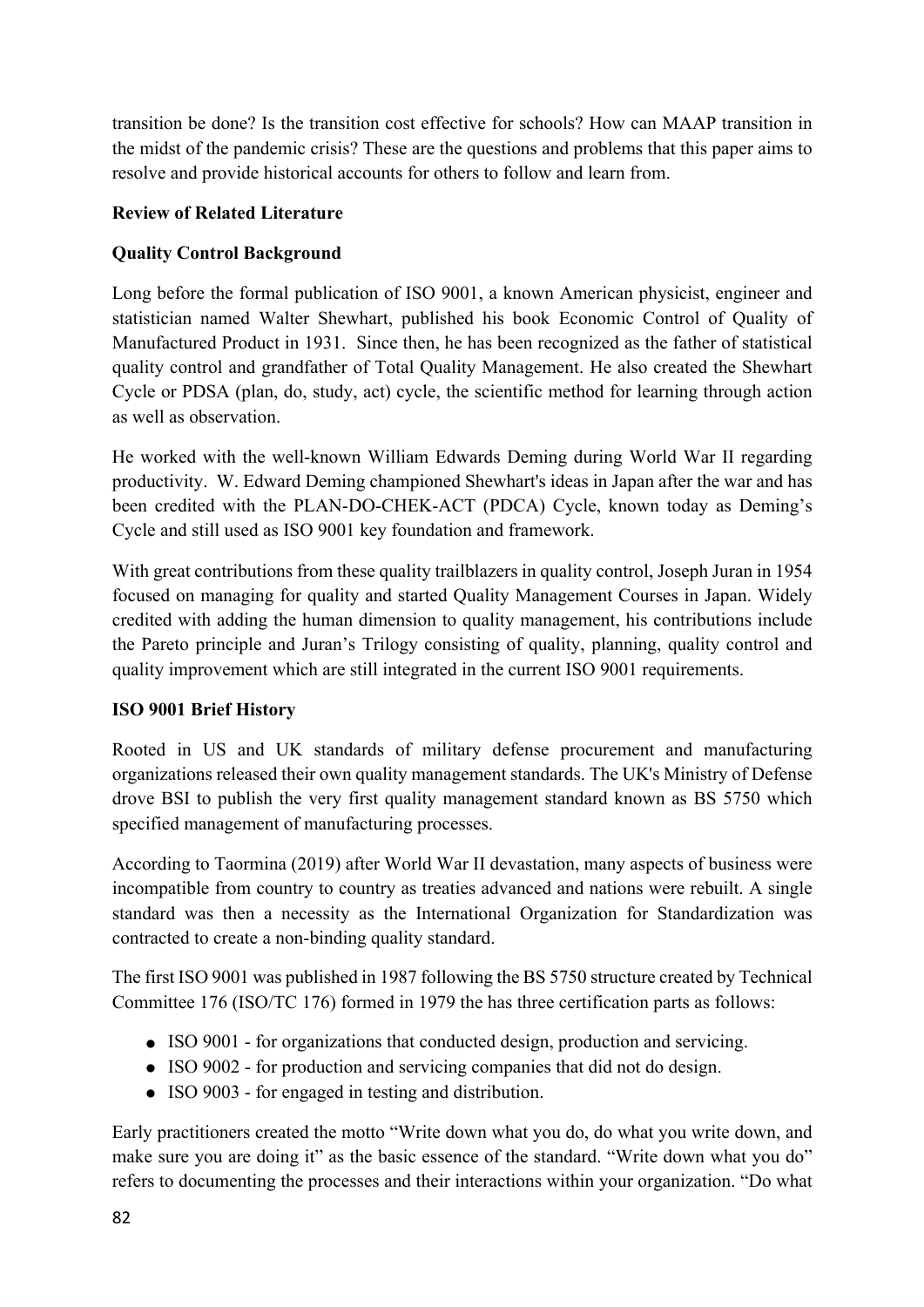transition be done? Is the transition cost effective for schools? How can MAAP transition in the midst of the pandemic crisis? These are the questions and problems that this paper aims to resolve and provide historical accounts for others to follow and learn from.

## Review of Related Literature

### Quality Control Background

Long before the formal publication of ISO 9001, a known American physicist, engineer and statistician named Walter Shewhart, published his book Economic Control of Quality of Manufactured Product in 1931. Since then, he has been recognized as the father of statistical quality control and grandfather of Total Quality Management. He also created the Shewhart Cycle or PDSA (plan, do, study, act) cycle, the scientific method for learning through action as well as observation.

He worked with the well-known William Edwards Deming during World War II regarding productivity. W. Edward Deming championed Shewhart's ideas in Japan after the war and has been credited with the PLAN-DO-CHEK-ACT (PDCA) Cycle, known today as Deming's Cycle and still used as ISO 9001 key foundation and framework.

With great contributions from these quality trailblazers in quality control, Joseph Juran in 1954 focused on managing for quality and started Quality Management Courses in Japan. Widely credited with adding the human dimension to quality management, his contributions include the Pareto principle and Juran's Trilogy consisting of quality, planning, quality control and quality improvement which are still integrated in the current ISO 9001 requirements.

### ISO 9001 Brief History

Rooted in US and UK standards of military defense procurement and manufacturing organizations released their own quality management standards. The UK's Ministry of Defense drove BSI to publish the very first quality management standard known as BS 5750 which specified management of manufacturing processes.

According to Taormina (2019) after World War II devastation, many aspects of business were incompatible from country to country as treaties advanced and nations were rebuilt. A single standard was then a necessity as the International Organization for Standardization was contracted to create a non-binding quality standard.

The first ISO 9001 was published in 1987 following the BS 5750 structure created by Technical Committee 176 (ISO/TC 176) formed in 1979 the has three certification parts as follows:

- ISO 9001 - for organizations that conducted design, production and servicing.
- ISO 9002 - for production and servicing companies that did not do design.
- ISO 9003 - for engaged in testing and distribution.

Early practitioners created the motto "Write down what you do, do what you write down, and make sure you are doing it" as the basic essence of the standard. "Write down what you do" refers to documenting the processes and their interactions within your organization. "Do what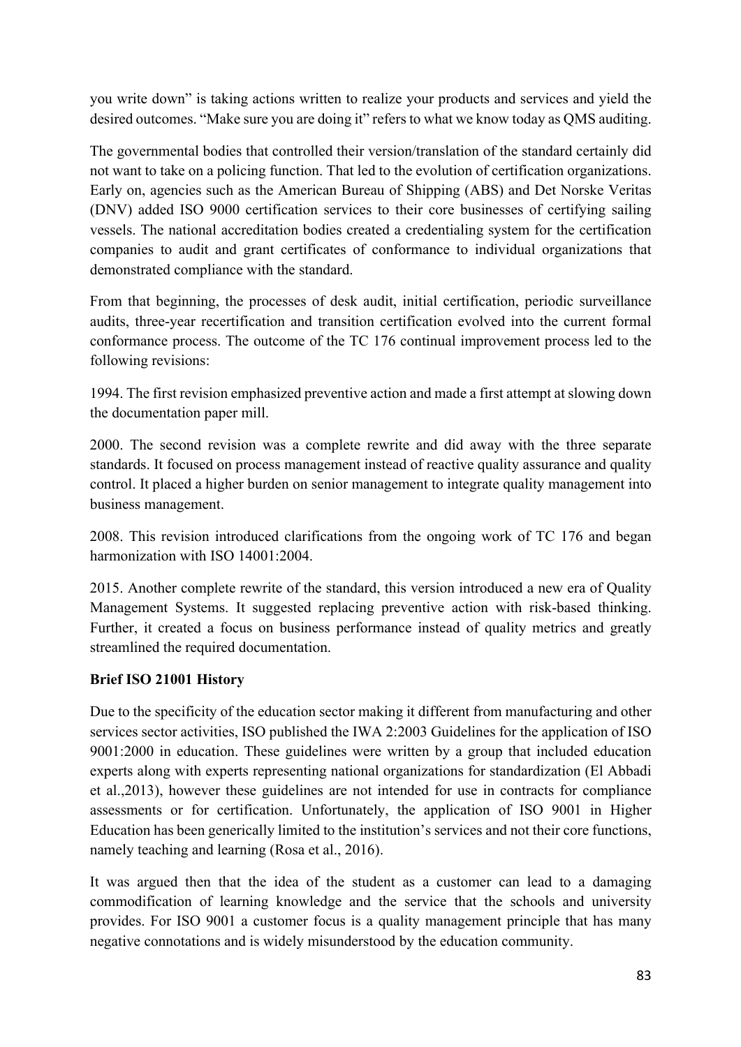you write down" is taking actions written to realize your products and services and yield the desired outcomes. "Make sure you are doing it" refers to what we know today as QMS auditing.

The governmental bodies that controlled their version/translation of the standard certainly did not want to take on a policing function. That led to the evolution of certification organizations. Early on, agencies such as the American Bureau of Shipping (ABS) and Det Norske Veritas (DNV) added ISO 9000 certification services to their core businesses of certifying sailing vessels. The national accreditation bodies created a credentialing system for the certification companies to audit and grant certificates of conformance to individual organizations that demonstrated compliance with the standard.

From that beginning, the processes of desk audit, initial certification, periodic surveillance audits, three-year recertification and transition certification evolved into the current formal conformance process. The outcome of the TC 176 continual improvement process led to the following revisions:

1994. The first revision emphasized preventive action and made a first attempt at slowing down the documentation paper mill.

2000. The second revision was a complete rewrite and did away with the three separate standards. It focused on process management instead of reactive quality assurance and quality control. It placed a higher burden on senior management to integrate quality management into business management.

2008. This revision introduced clarifications from the ongoing work of TC 176 and began harmonization with ISO 14001:2004.

2015. Another complete rewrite of the standard, this version introduced a new era of Quality Management Systems. It suggested replacing preventive action with risk-based thinking. Further, it created a focus on business performance instead of quality metrics and greatly streamlined the required documentation.

**Brief ISO 21001 History**

Due to the specificity of the education sector making it different from manufacturing and other services sector activities, ISO published the IWA 2:2003 Guidelines for the application of ISO 9001:2000 in education. These guidelines were written by a group that included education experts along with experts representing national organizations for standardization (El Abbadi et al.,2013), however these guidelines are not intended for use in contracts for compliance assessments or for certification. Unfortunately, the application of ISO 9001 in Higher Education has been generically limited to the institution's services and not their core functions, namely teaching and learning (Rosa et al., 2016).

It was argued then that the idea of the student as a customer can lead to a damaging commodification of learning knowledge and the service that the schools and university provides. For ISO 9001 a customer focus is a quality management principle that has many negative connotations and is widely misunderstood by the education community.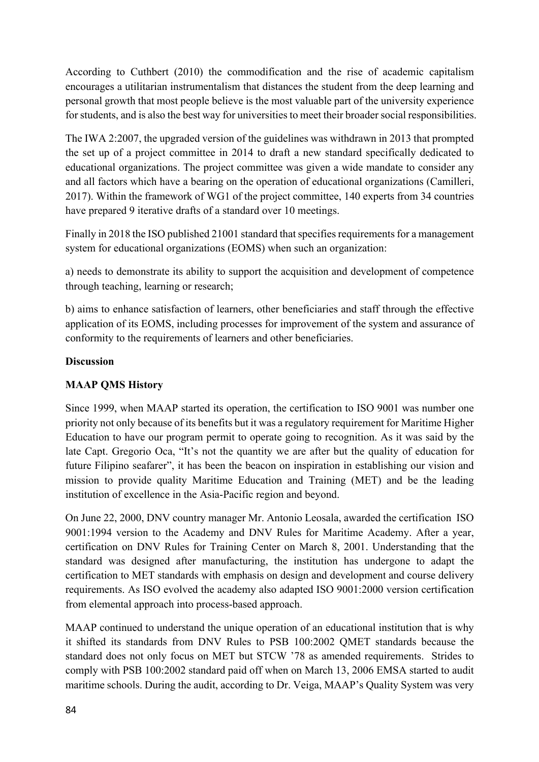According to Cuthbert (2010) the commodification and the rise of academic capitalism encourages a utilitarian instrumentalism that distances the student from the deep learning and personal growth that most people believe is the most valuable part of the university experience for students, and is also the best way for universities to meet their broader social responsibilities.

The IWA 2:2007, the upgraded version of the guidelines was withdrawn in 2013 that prompted the set up of a project committee in 2014 to draft a new standard specifically dedicated to educational organizations. The project committee was given a wide mandate to consider any and all factors which have a bearing on the operation of educational organizations (Camilleri, 2017). Within the framework of WG1 of the project committee, 140 experts from 34 countries have prepared 9 iterative drafts of a standard over 10 meetings.

Finally in 2018 the ISO published 21001 standard that specifies requirements for a management system for educational organizations (EOMS) when such an organization:

a) needs to demonstrate its ability to support the acquisition and development of competence through teaching, learning or research;

b) aims to enhance satisfaction of learners, other beneficiaries and staff through the effective application of its EOMS, including processes for improvement of the system and assurance of conformity to the requirements of learners and other beneficiaries.

**Discussion**

**MAAP QMS History**

Since 1999, when MAAP started its operation, the certification to ISO 9001 was number one priority not only because of its benefits but it was a regulatory requirement for Maritime Higher Education to have our program permit to operate going to recognition. As it was said by the late Capt. Gregorio Oca, "It's not the quantity we are after but the quality of education for future Filipino seafarer", it has been the beacon on inspiration in establishing our vision and mission to provide quality Maritime Education and Training (MET) and be the leading institution of excellence in the Asia-Pacific region and beyond.

On June 22, 2000, DNV country manager Mr. Antonio Leosala, awarded the certification ISO 9001:1994 version to the Academy and DNV Rules for Maritime Academy. After a year, certification on DNV Rules for Training Center on March 8, 2001. Understanding that the standard was designed after manufacturing, the institution has undergone to adapt the certification to MET standards with emphasis on design and development and course delivery requirements. As ISO evolved the academy also adapted ISO 9001:2000 version certification from elemental approach into process-based approach.

MAAP continued to understand the unique operation of an educational institution that is why it shifted its standards from DNV Rules to PSB 100:2002 QMET standards because the standard does not only focus on MET but STCW '78 as amended requirements. Strides to comply with PSB 100:2002 standard paid off when on March 13, 2006 EMSA started to audit maritime schools. During the audit, according to Dr. Veiga, MAAP's Quality System was very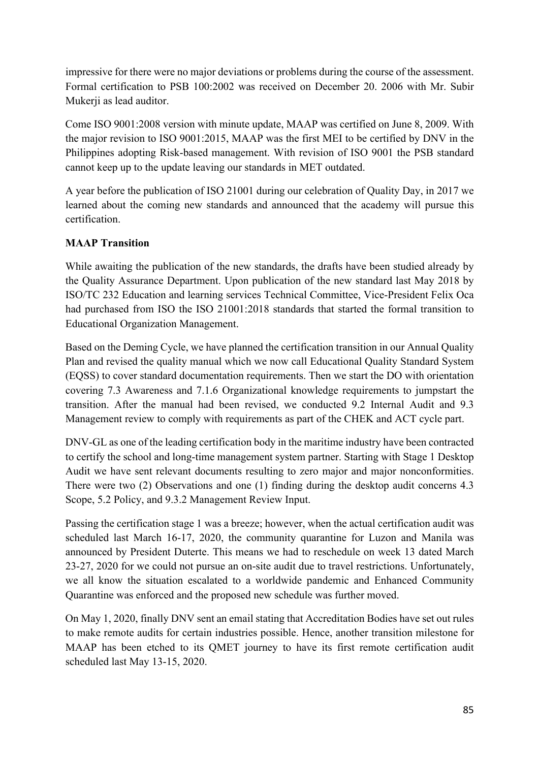impressive for there were no major deviations or problems during the course of the assessment. Formal certification to PSB 100:2002 was received on December 20. 2006 with Mr. Subir Mukerji as lead auditor.

Come ISO 9001:2008 version with minute update, MAAP was certified on June 8, 2009. With the major revision to ISO 9001:2015, MAAP was the first MEI to be certified by DNV in the Philippines adopting Risk-based management. With revision of ISO 9001 the PSB standard cannot keep up to the update leaving our standards in MET outdated.

A year before the publication of ISO 21001 during our celebration of Quality Day, in 2017 we learned about the coming new standards and announced that the academy will pursue this certification.

**MAAP Transition**

While awaiting the publication of the new standards, the drafts have been studied already by the Quality Assurance Department. Upon publication of the new standard last May 2018 by ISO/TC 232 Education and learning services Technical Committee, Vice-President Felix Oca had purchased from ISO the ISO 21001:2018 standards that started the formal transition to Educational Organization Management.

Based on the Deming Cycle, we have planned the certification transition in our Annual Quality Plan and revised the quality manual which we now call Educational Quality Standard System (EQSS) to cover standard documentation requirements. Then we start the DO with orientation covering 7.3 Awareness and 7.1.6 Organizational knowledge requirements to jumpstart the transition. After the manual had been revised, we conducted 9.2 Internal Audit and 9.3 Management review to comply with requirements as part of the CHEK and ACT cycle part.

DNV-GL as one of the leading certification body in the maritime industry have been contracted to certify the school and long-time management system partner. Starting with Stage 1 Desktop Audit we have sent relevant documents resulting to zero major and major nonconformities. There were two (2) Observations and one (1) finding during the desktop audit concerns 4.3 Scope, 5.2 Policy, and 9.3.2 Management Review Input.

Passing the certification stage 1 was a breeze; however, when the actual certification audit was scheduled last March 16-17, 2020, the community quarantine for Luzon and Manila was announced by President Duterte. This means we had to reschedule on week 13 dated March 23-27, 2020 for we could not pursue an on-site audit due to travel restrictions. Unfortunately, we all know the situation escalated to a worldwide pandemic and Enhanced Community Quarantine was enforced and the proposed new schedule was further moved.

On May 1, 2020, finally DNV sent an email stating that Accreditation Bodies have set out rules to make remote audits for certain industries possible. Hence, another transition milestone for MAAP has been etched to its QMET journey to have its first remote certification audit scheduled last May 13-15, 2020.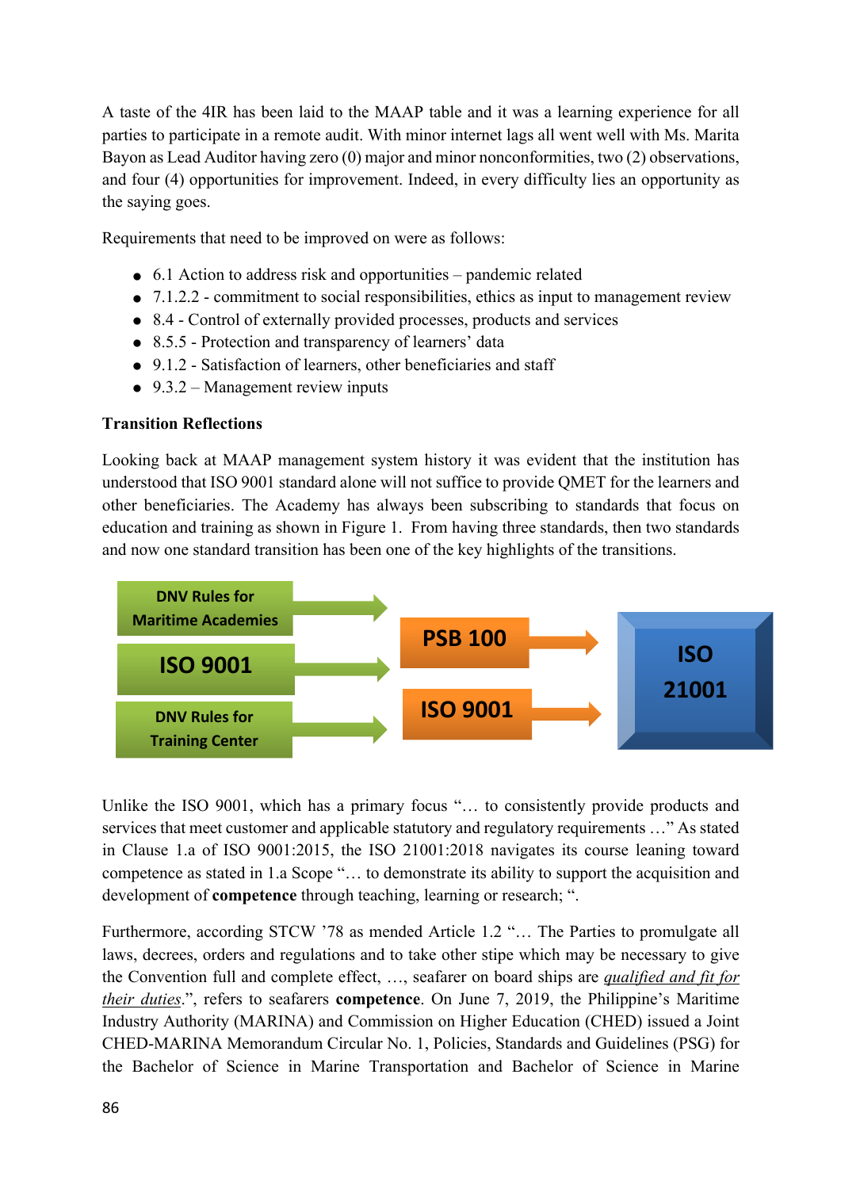A taste of the 4IR has been laid to the MAAP table and it was a learning experience for all parties to participate in a remote audit. With minor internet lags all went well with Ms. Marita Bayon as Lead Auditor having zero (0) major and minor nonconformities, two (2) observations, and four (4) opportunities for improvement. Indeed, in every difficulty lies an opportunity as the saying goes.

Requirements that need to be improved on were as follows:

- 6.1 Action to address risk and opportunities – pandemic related
- 7.1.2.2 - commitment to social responsibilities, ethics as input to management review
- 8.4 - Control of externally provided processes, products and services
- 8.5.5 - Protection and transparency of learners' data
- 9.1.2 - Satisfaction of learners, other beneficiaries and staff
- 9.3.2 – Management review inputs

**Transition Reflections**

Looking back at MAAP management system history it was evident that the institution has understood that ISO 9001 standard alone will not suffice to provide QMET for the learners and other beneficiaries. The Academy has always been subscribing to standards that focus on education and training as shown in Figure 1. From having three standards, then two standards and now one standard transition has been one of the key highlights of the transitions.

DNV Rules for Maritime Academies → | ISO 9001 → | DNV Rules for Training Center → | PSB 100 → | ISO 9001 → | ISO 21001

Unlike the ISO 9001, which has a primary focus "… to consistently provide products and services that meet customer and applicable statutory and regulatory requirements …" As stated in Clause 1.a of ISO 9001:2015, the ISO 21001:2018 navigates its course leaning toward competence as stated in 1.a Scope "… to demonstrate its ability to support the acquisition and development of **competence** through teaching, learning or research; ".

Furthermore, according STCW '78 as mended Article 1.2 "… The Parties to promulgate all laws, decrees, orders and regulations and to take other stipe which may be necessary to give the Convention full and complete effect, …, seafarer on board ships are ***qualified and fit for their duties***.", refers to seafarers **competence**. On June 7, 2019, the Philippine's Maritime Industry Authority (MARINA) and Commission on Higher Education (CHED) issued a Joint CHED-MARINA Memorandum Circular No. 1, Policies, Standards and Guidelines (PSG) for the Bachelor of Science in Marine Transportation and Bachelor of Science in Marine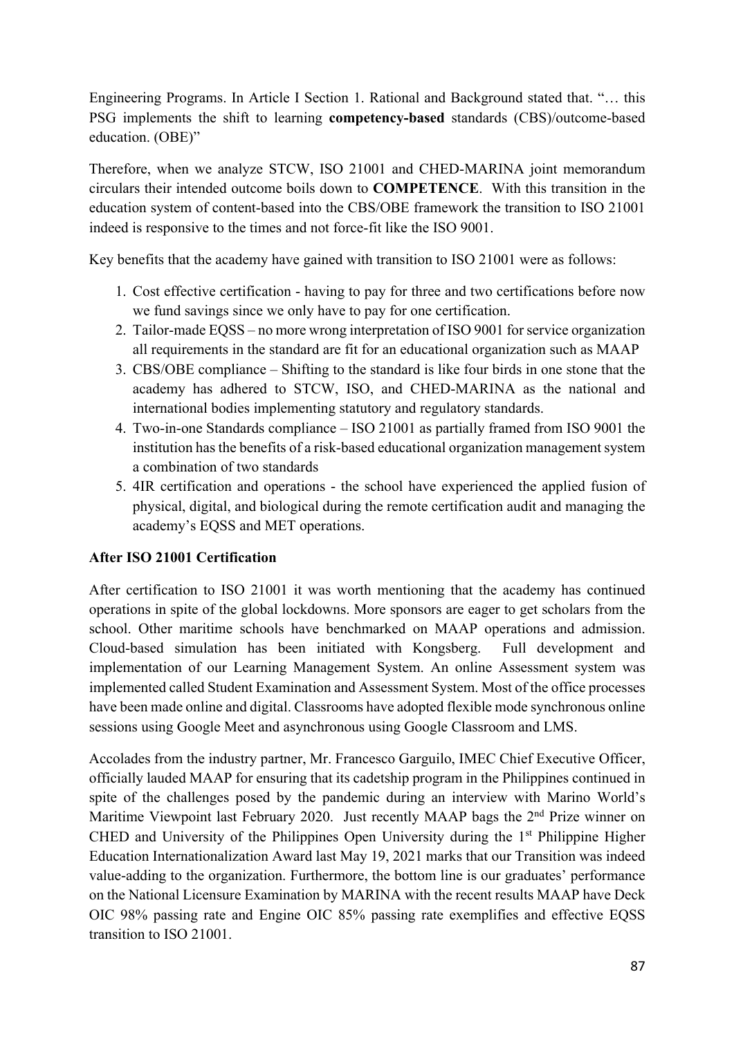Engineering Programs. In Article I Section 1. Rational and Background stated that. "… this PSG implements the shift to learning **competency-based** standards (CBS)/outcome-based education. (OBE)"

Therefore, when we analyze STCW, ISO 21001 and CHED-MARINA joint memorandum circulars their intended outcome boils down to **COMPETENCE**. With this transition in the education system of content-based into the CBS/OBE framework the transition to ISO 21001 indeed is responsive to the times and not force-fit like the ISO 9001.

Key benefits that the academy have gained with transition to ISO 21001 were as follows:

1. Cost effective certification - having to pay for three and two certifications before now we fund savings since we only have to pay for one certification.
2. Tailor-made EQSS – no more wrong interpretation of ISO 9001 for service organization all requirements in the standard are fit for an educational organization such as MAAP
3. CBS/OBE compliance – Shifting to the standard is like four birds in one stone that the academy has adhered to STCW, ISO, and CHED-MARINA as the national and international bodies implementing statutory and regulatory standards.
4. Two-in-one Standards compliance – ISO 21001 as partially framed from ISO 9001 the institution has the benefits of a risk-based educational organization management system a combination of two standards
5. 4IR certification and operations - the school have experienced the applied fusion of physical, digital, and biological during the remote certification audit and managing the academy's EQSS and MET operations.

**After ISO 21001 Certification**

After certification to ISO 21001 it was worth mentioning that the academy has continued operations in spite of the global lockdowns. More sponsors are eager to get scholars from the school. Other maritime schools have benchmarked on MAAP operations and admission. Cloud-based simulation has been initiated with Kongsberg. Full development and implementation of our Learning Management System. An online Assessment system was implemented called Student Examination and Assessment System. Most of the office processes have been made online and digital. Classrooms have adopted flexible mode synchronous online sessions using Google Meet and asynchronous using Google Classroom and LMS.

Accolades from the industry partner, Mr. Francesco Garguilo, IMEC Chief Executive Officer, officially lauded MAAP for ensuring that its cadetship program in the Philippines continued in spite of the challenges posed by the pandemic during an interview with Marino World's Maritime Viewpoint last February 2020. Just recently MAAP bags the 2nd Prize winner on CHED and University of the Philippines Open University during the 1st Philippine Higher Education Internationalization Award last May 19, 2021 marks that our Transition was indeed value-adding to the organization. Furthermore, the bottom line is our graduates' performance on the National Licensure Examination by MARINA with the recent results MAAP have Deck OIC 98% passing rate and Engine OIC 85% passing rate exemplifies and effective EQSS transition to ISO 21001.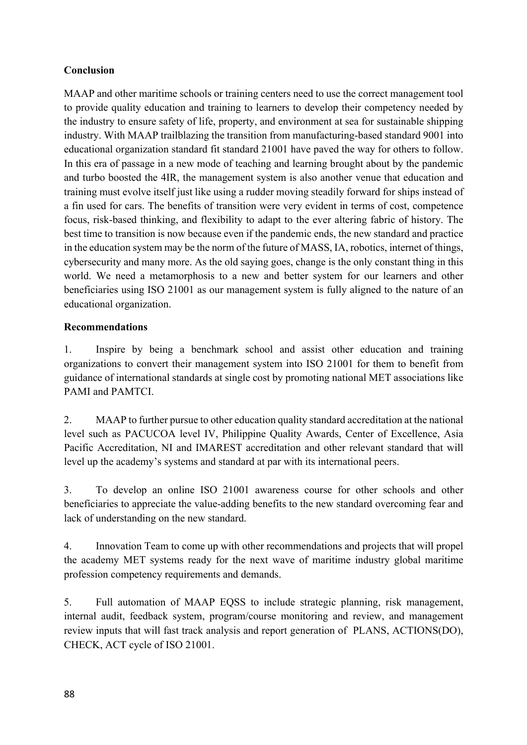**Conclusion**

MAAP and other maritime schools or training centers need to use the correct management tool to provide quality education and training to learners to develop their competency needed by the industry to ensure safety of life, property, and environment at sea for sustainable shipping industry. With MAAP trailblazing the transition from manufacturing-based standard 9001 into educational organization standard fit standard 21001 have paved the way for others to follow. In this era of passage in a new mode of teaching and learning brought about by the pandemic and turbo boosted the 4IR, the management system is also another venue that education and training must evolve itself just like using a rudder moving steadily forward for ships instead of a fin used for cars. The benefits of transition were very evident in terms of cost, competence focus, risk-based thinking, and flexibility to adapt to the ever altering fabric of history. The best time to transition is now because even if the pandemic ends, the new standard and practice in the education system may be the norm of the future of MASS, IA, robotics, internet of things, cybersecurity and many more. As the old saying goes, change is the only constant thing in this world. We need a metamorphosis to a new and better system for our learners and other beneficiaries using ISO 21001 as our management system is fully aligned to the nature of an educational organization.

**Recommendations**

1. Inspire by being a benchmark school and assist other education and training organizations to convert their management system into ISO 21001 for them to benefit from guidance of international standards at single cost by promoting national MET associations like PAMI and PAMTCI.

2. MAAP to further pursue to other education quality standard accreditation at the national level such as PACUCOA level IV, Philippine Quality Awards, Center of Excellence, Asia Pacific Accreditation, NI and IMAREST accreditation and other relevant standard that will level up the academy's systems and standard at par with its international peers.

3. To develop an online ISO 21001 awareness course for other schools and other beneficiaries to appreciate the value-adding benefits to the new standard overcoming fear and lack of understanding on the new standard.

4. Innovation Team to come up with other recommendations and projects that will propel the academy MET systems ready for the next wave of maritime industry global maritime profession competency requirements and demands.

5. Full automation of MAAP EQSS to include strategic planning, risk management, internal audit, feedback system, program/course monitoring and review, and management review inputs that will fast track analysis and report generation of PLANS, ACTIONS(DO), CHECK, ACT cycle of ISO 21001.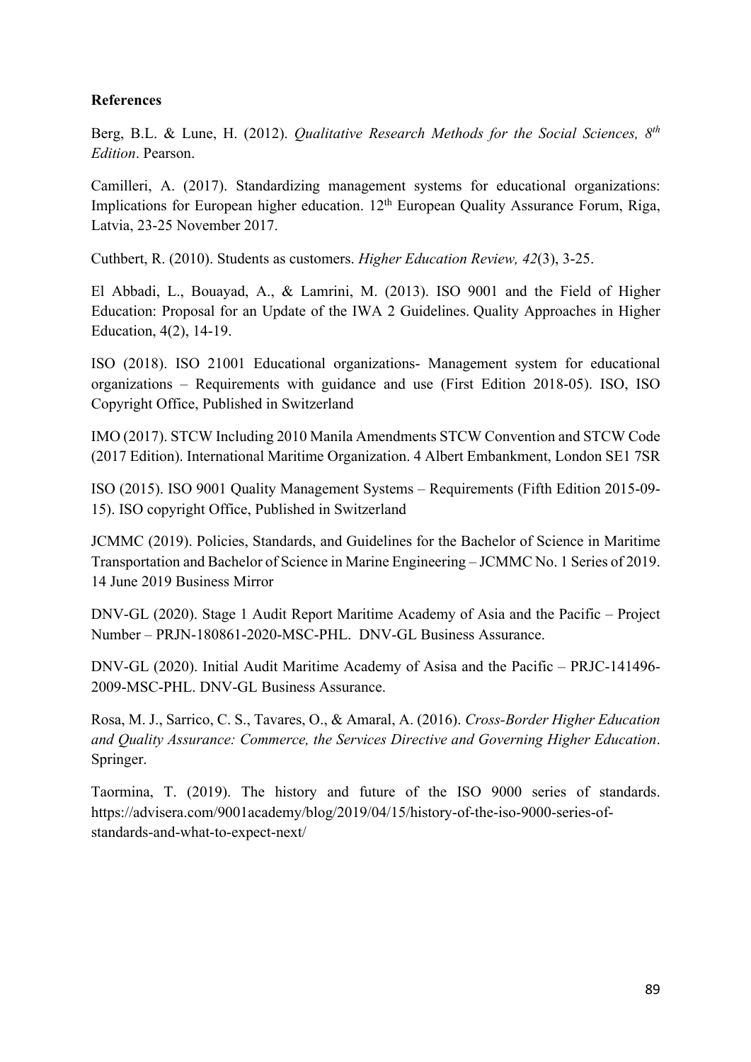**References**

Berg, B.L. & Lune, H. (2012). *Qualitative Research Methods for the Social Sciences, 8th Edition*. Pearson.

Camilleri, A. (2017). Standardizing management systems for educational organizations: Implications for European higher education. 12th European Quality Assurance Forum, Riga, Latvia, 23-25 November 2017.

Cuthbert, R. (2010). Students as customers. *Higher Education Review, 42*(3), 3-25.

El Abbadi, L., Bouayad, A., & Lamrini, M. (2013). ISO 9001 and the Field of Higher Education: Proposal for an Update of the IWA 2 Guidelines. Quality Approaches in Higher Education, 4(2), 14-19.

ISO (2018). ISO 21001 Educational organizations- Management system for educational organizations – Requirements with guidance and use (First Edition 2018-05). ISO, ISO Copyright Office, Published in Switzerland

IMO (2017). STCW Including 2010 Manila Amendments STCW Convention and STCW Code (2017 Edition). International Maritime Organization. 4 Albert Embankment, London SE1 7SR

ISO (2015). ISO 9001 Quality Management Systems – Requirements (Fifth Edition 2015-09-15). ISO copyright Office, Published in Switzerland

JCMMC (2019). Policies, Standards, and Guidelines for the Bachelor of Science in Maritime Transportation and Bachelor of Science in Marine Engineering – JCMMC No. 1 Series of 2019. 14 June 2019 Business Mirror

DNV-GL (2020). Stage 1 Audit Report Maritime Academy of Asia and the Pacific – Project Number – PRJN-180861-2020-MSC-PHL. DNV-GL Business Assurance.

DNV-GL (2020). Initial Audit Maritime Academy of Asisa and the Pacific – PRJC-141496-2009-MSC-PHL. DNV-GL Business Assurance.

Rosa, M. J., Sarrico, C. S., Tavares, O., & Amaral, A. (2016). *Cross-Border Higher Education and Quality Assurance: Commerce, the Services Directive and Governing Higher Education*. Springer.

Taormina, T. (2019). The history and future of the ISO 9000 series of standards. https://advisera.com/9001academy/blog/2019/04/15/history-of-the-iso-9000-series-of-standards-and-what-to-expect-next/